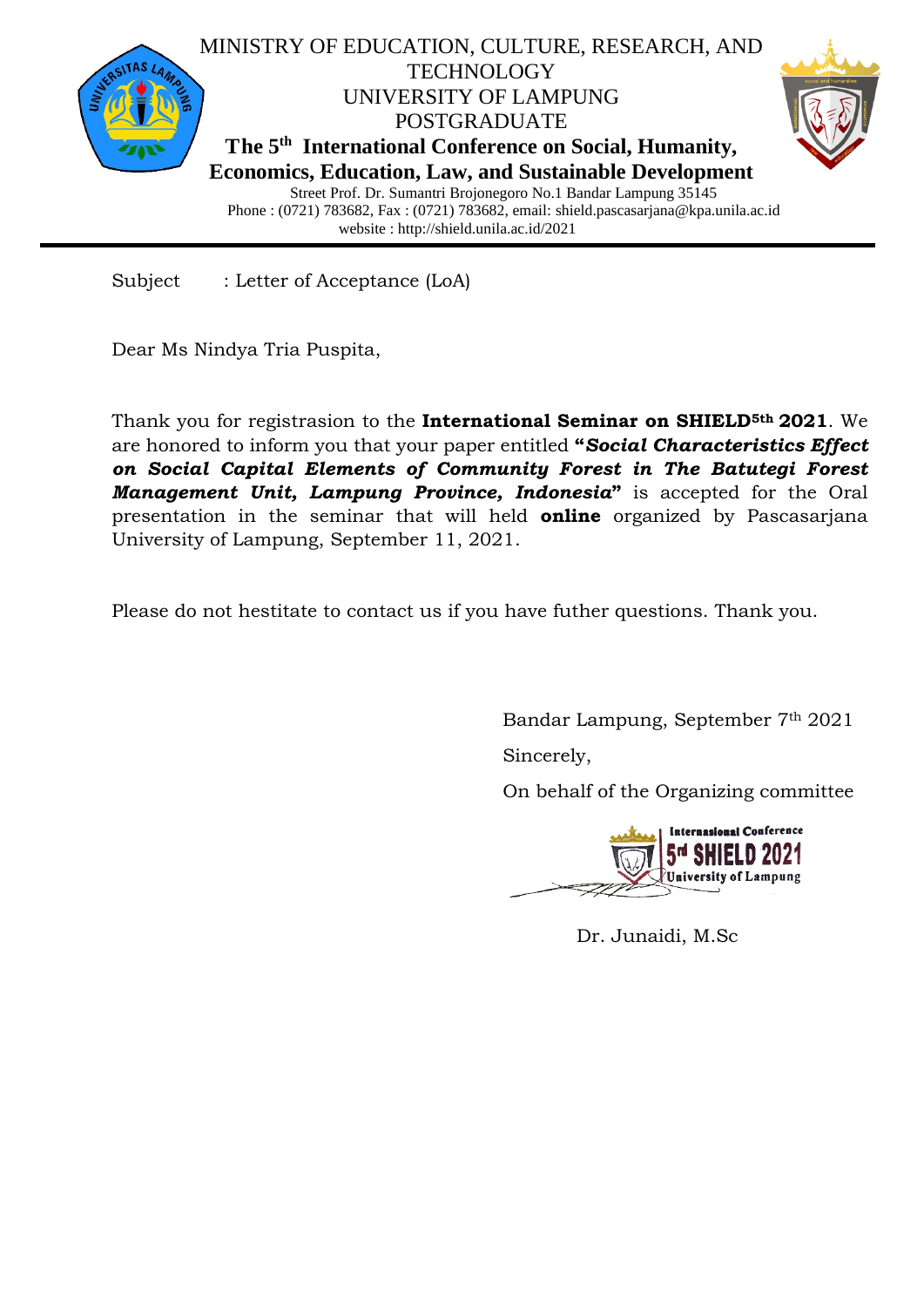MINISTRY OF EDUCATION, CULTURE, RESEARCH, AND TECHNOLOGY
UNIVERSITY OF LAMPUNG
POSTGRADUATE

**The 5th International Conference on Social, Humanity, Economics, Education, Law, and Sustainable Development**

Street Prof. Dr. Sumantri Brojonegoro No.1 Bandar Lampung 35145
Phone : (0721) 783682, Fax : (0721) 783682, email: shield.pascasarjana@kpa.unila.ac.id
website : http://shield.unila.ac.id/2021

---

Subject : Letter of Acceptance (LoA)

Dear Ms Nindya Tria Puspita,

Thank you for registrasion to the **International Seminar on SHIELD5th 2021**. We are honored to inform you that your paper entitled **"*Social Characteristics Effect on Social Capital Elements of Community Forest in The Batutegi Forest Management Unit, Lampung Province, Indonesia*"** is accepted for the Oral presentation in the seminar that will held **online** organized by Pascasarjana University of Lampung, September 11, 2021.

Please do not hestitate to contact us if you have futher questions. Thank you.

Bandar Lampung, September 7th 2021

Sincerely,

On behalf of the Organizing committee

Internasional Conference
5rd SHIELD 2021
University of Lampung

Dr. Junaidi, M.Sc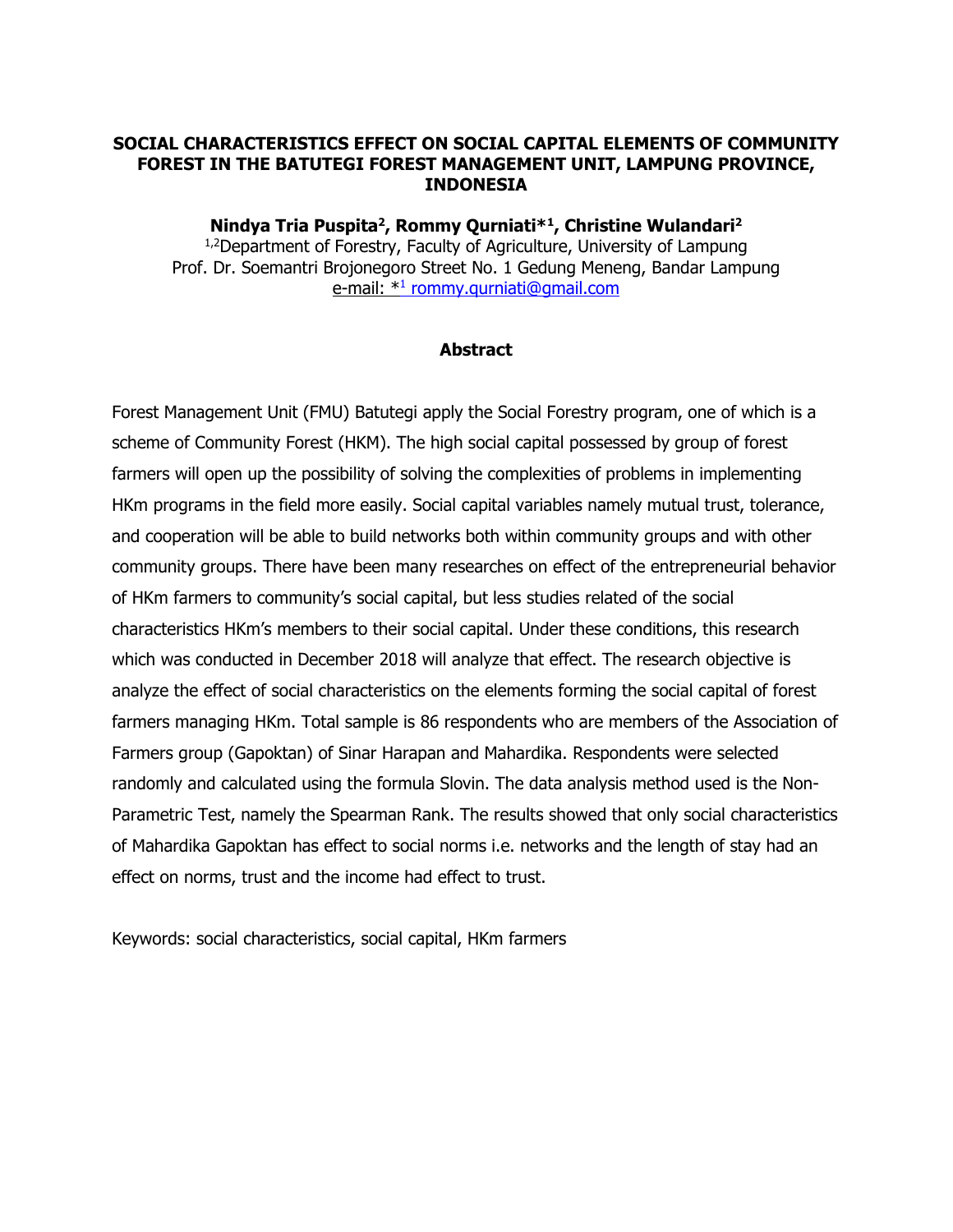# SOCIAL CHARACTERISTICS EFFECT ON SOCIAL CAPITAL ELEMENTS OF COMMUNITY FOREST IN THE BATUTEGI FOREST MANAGEMENT UNIT, LAMPUNG PROVINCE, INDONESIA

**Nindya Tria Puspita[2], Rommy Qurniati*[1], Christine Wulandari[2]**

[1,2]Department of Forestry, Faculty of Agriculture, University of Lampung
Prof. Dr. Soemantri Brojonegoro Street No. 1 Gedung Meneng, Bandar Lampung
e-mail: *[1] rommy.qurniati@gmail.com

## Abstract

Forest Management Unit (FMU) Batutegi apply the Social Forestry program, one of which is a scheme of Community Forest (HKM). The high social capital possessed by group of forest farmers will open up the possibility of solving the complexities of problems in implementing HKm programs in the field more easily. Social capital variables namely mutual trust, tolerance, and cooperation will be able to build networks both within community groups and with other community groups. There have been many researches on effect of the entrepreneurial behavior of HKm farmers to community's social capital, but less studies related of the social characteristics HKm's members to their social capital. Under these conditions, this research which was conducted in December 2018 will analyze that effect. The research objective is analyze the effect of social characteristics on the elements forming the social capital of forest farmers managing HKm. Total sample is 86 respondents who are members of the Association of Farmers group (Gapoktan) of Sinar Harapan and Mahardika. Respondents were selected randomly and calculated using the formula Slovin. The data analysis method used is the Non-Parametric Test, namely the Spearman Rank. The results showed that only social characteristics of Mahardika Gapoktan has effect to social norms i.e. networks and the length of stay had an effect on norms, trust and the income had effect to trust.

Keywords: social characteristics, social capital, HKm farmers